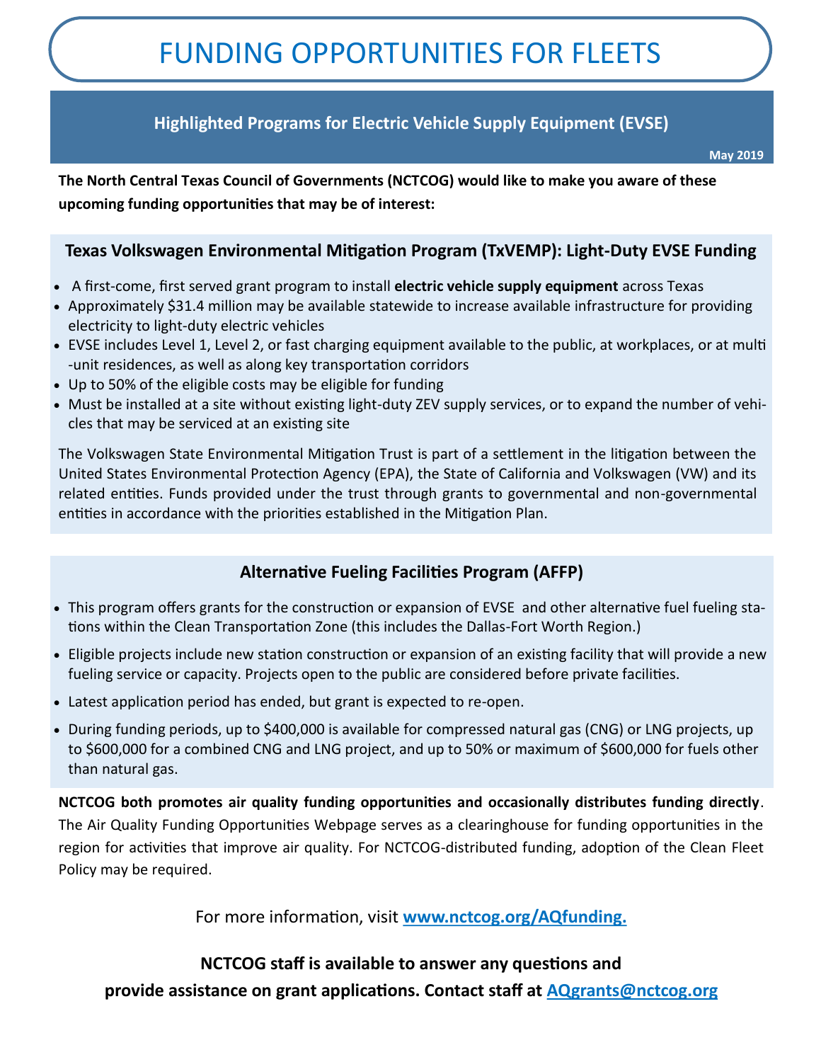# FUNDING OPPORTUNITIES FOR FLEETS

## Highlighted Programs for Electric Vehicle Supply Equipment (EVSE)

**May 2019**

**The North Central Texas Council of Governments (NCTCOG) would like to make you aware of these upcoming funding opportunities that may be of interest:**

### Texas Volkswagen Environmental Mitigation Program (TxVEMP): Light-Duty EVSE Funding

- A first-come, first served grant program to install **electric vehicle supply equipment** across Texas
- Approximately $31.4 million may be available statewide to increase available infrastructure for providing electricity to light-duty electric vehicles
- EVSE includes Level 1, Level 2, or fast charging equipment available to the public, at workplaces, or at multi-unit residences, as well as along key transportation corridors
- Up to 50% of the eligible costs may be eligible for funding
- Must be installed at a site without existing light-duty ZEV supply services, or to expand the number of vehicles that may be serviced at an existing site

The Volkswagen State Environmental Mitigation Trust is part of a settlement in the litigation between the United States Environmental Protection Agency (EPA), the State of California and Volkswagen (VW) and its related entities. Funds provided under the trust through grants to governmental and non-governmental entities in accordance with the priorities established in the Mitigation Plan.

### Alternative Fueling Facilities Program (AFFP)

- This program offers grants for the construction or expansion of EVSE and other alternative fuel fueling stations within the Clean Transportation Zone (this includes the Dallas-Fort Worth Region.)
- Eligible projects include new station construction or expansion of an existing facility that will provide a new fueling service or capacity. Projects open to the public are considered before private facilities.
- Latest application period has ended, but grant is expected to re-open.
- During funding periods, up to $400,000 is available for compressed natural gas (CNG) or LNG projects, up to $600,000 for a combined CNG and LNG project, and up to 50% or maximum of $600,000 for fuels other than natural gas.

**NCTCOG both promotes air quality funding opportunities and occasionally distributes funding directly**. The Air Quality Funding Opportunities Webpage serves as a clearinghouse for funding opportunities in the region for activities that improve air quality. For NCTCOG-distributed funding, adoption of the Clean Fleet Policy may be required.

For more information, visit **www.nctcog.org/AQfunding.**

**NCTCOG staff is available to answer any questions and provide assistance on grant applications. Contact staff at AQgrants@nctcog.org**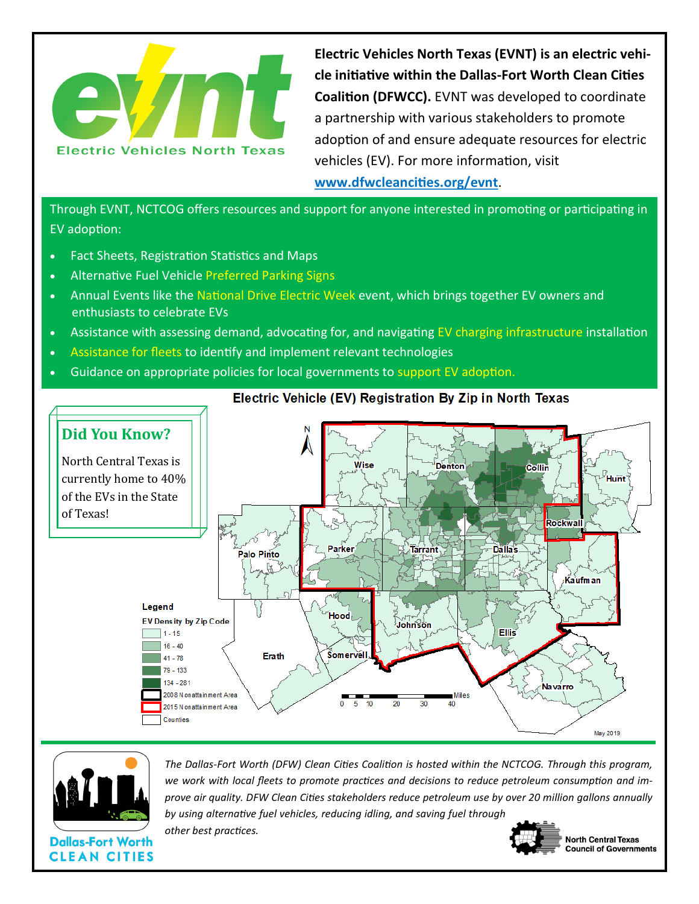**Electric Vehicles North Texas (EVNT) is an electric vehicle initiative within the Dallas-Fort Worth Clean Cities Coalition (DFWCC).** EVNT was developed to coordinate a partnership with various stakeholders to promote adoption of and ensure adequate resources for electric vehicles (EV). For more information, visit [www.dfwcleancities.org/evnt](www.dfwcleancities.org/evnt).

Through EVNT, NCTCOG offers resources and support for anyone interested in promoting or participating in EV adoption:

- Fact Sheets, Registration Statistics and Maps
- Alternative Fuel Vehicle Preferred Parking Signs
- Annual Events like the National Drive Electric Week event, which brings together EV owners and enthusiasts to celebrate EVs
- Assistance with assessing demand, advocating for, and navigating EV charging infrastructure installation
- Assistance for fleets to identify and implement relevant technologies
- Guidance on appropriate policies for local governments to support EV adoption.

## Did You Know?

North Central Texas is currently home to 40% of the EVs in the State of Texas!

**Electric Vehicle (EV) Registration By Zip in North Texas**

Wise
Denton
Collin
Hunt
Rockwall
Palo Pinto
Parker
Tarrant
Dallas
Kaufman
Hood
Johnson
Ellis
Erath
Somervell
Navarro

Legend
EV Density by Zip Code
1 - 15
16 - 40
41 - 78
79 - 133
134 - 281
2008 Nonattainment Area
2015 Nonattainment Area
Counties

0 5 10 20 30 40 Miles

May 2019

*The Dallas-Fort Worth (DFW) Clean Cities Coalition is hosted within the NCTCOG. Through this program, we work with local fleets to promote practices and decisions to reduce petroleum consumption and improve air quality. DFW Clean Cities stakeholders reduce petroleum use by over 20 million gallons annually by using alternative fuel vehicles, reducing idling, and saving fuel through other best practices.*

Dallas-Fort Worth CLEAN CITIES

North Central Texas Council of Governments